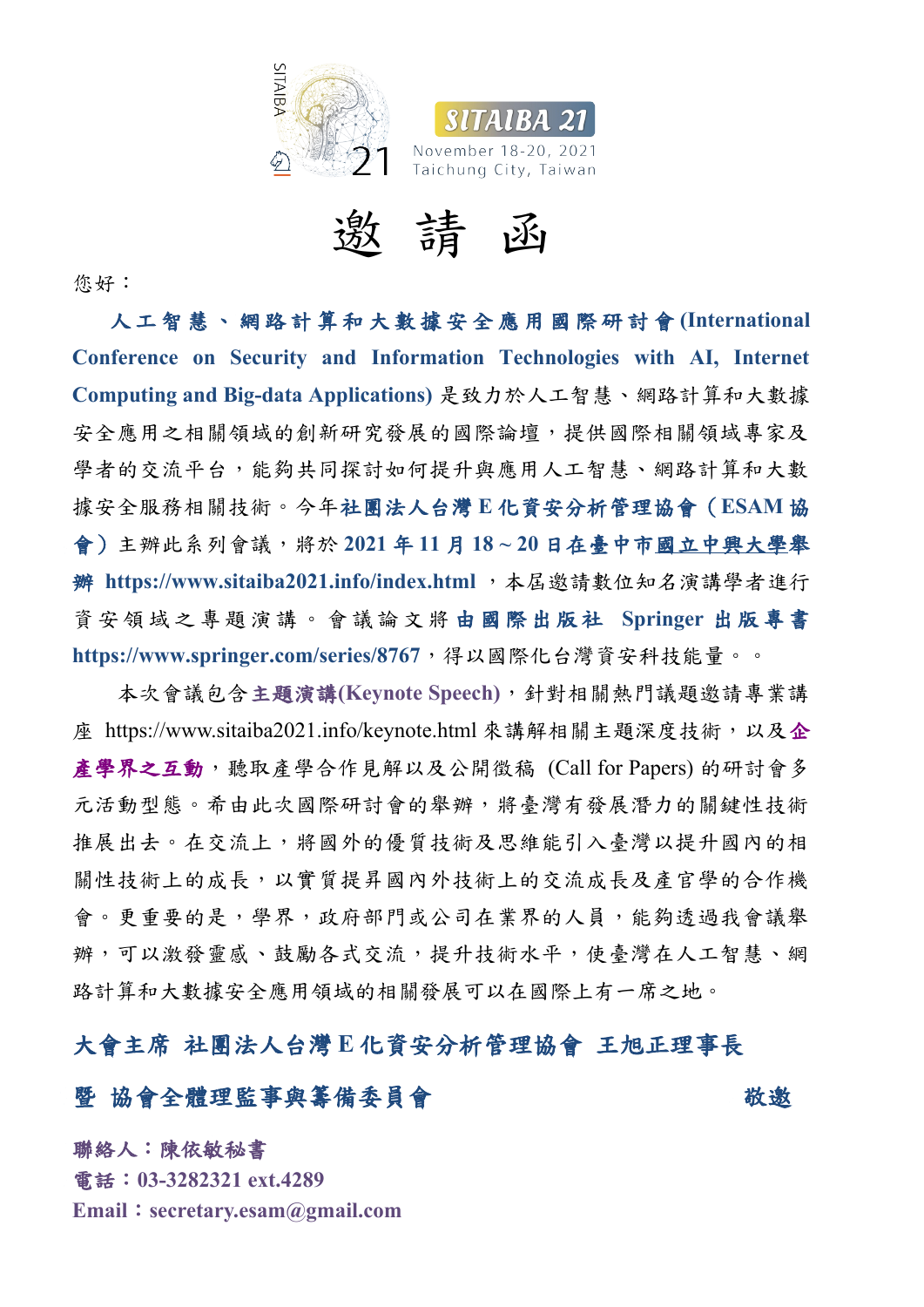SITAIBA 21
November 18-20, 2021
Taichung City, Taiwan

# 邀 請 函

您好：

**人工智慧、網路計算和大數據安全應用國際研討會(International Conference on Security and Information Technologies with AI, Internet Computing and Big-data Applications)** 是致力於人工智慧、網路計算和大數據安全應用之相關領域的創新研究發展的國際論壇，提供國際相關領域專家及學者的交流平台，能夠共同探討如何提升與應用人工智慧、網路計算和大數據安全服務相關技術。今年**社團法人台灣E化資安分析管理協會（ESAM協會）**主辦此系列會議，將於**2021年11月18~20日在臺中市國立中興大學舉辦 https://www.sitaiba2021.info/index.html** ，本屆邀請數位知名演講學者進行資安領域之專題演講。會議論文將**由國際出版社 Springer 出版專書 https://www.springer.com/series/8767**，得以國際化台灣資安科技能量。。

本次會議包含**主題演講(Keynote Speech)**，針對相關熱門議題邀請專業講座 https://www.sitaiba2021.info/keynote.html 來講解相關主題深度技術，以及***企產學界之互動***，聽取產學合作見解以及公開徵稿 (Call for Papers) 的研討會多元活動型態。希由此次國際研討會的舉辦，將臺灣有發展潛力的關鍵性技術推展出去。在交流上，將國外的優質技術及思維能引入臺灣以提升國內的相關性技術上的成長，以實質提昇國內外技術上的交流成長及產官學的合作機會。更重要的是，學界，政府部門或公司在業界的人員，能夠透過我會議舉辦，可以激發靈感、鼓勵各式交流，提升技術水平，使臺灣在人工智慧、網路計算和大數據安全應用領域的相關發展可以在國際上有一席之地。

**大會主席 社團法人台灣E化資安分析管理協會 王旭正理事長**

**暨 協會全體理監事與籌備委員會** **敬邀**

**聯絡人：陳依敏秘書**
**電話：03-3282321 ext.4289**
**Email：secretary.esam@gmail.com**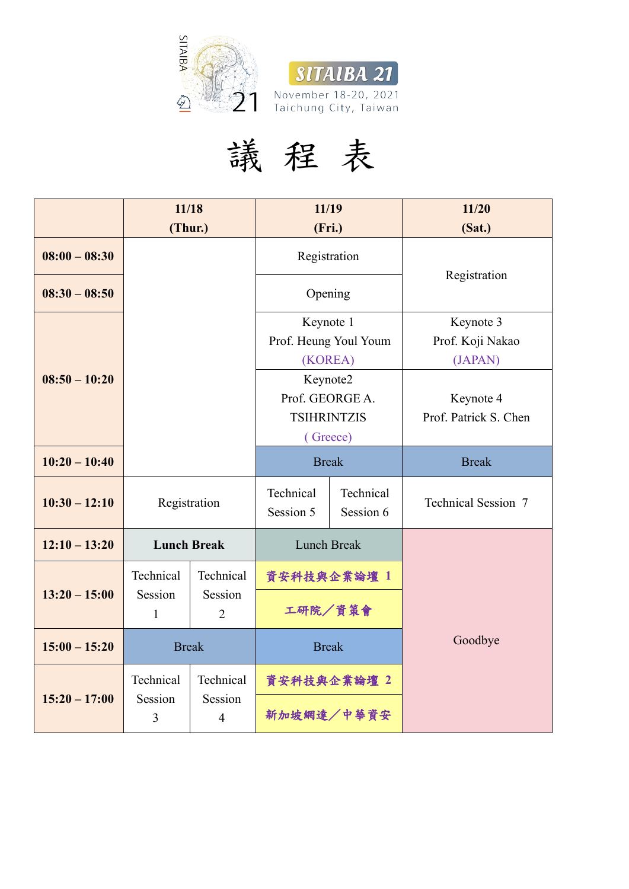SITAIBA 21

November 18-20, 2021
Taichung City, Taiwan

# 議 程 表

| | 11/18 (Thur.) | | 11/19 (Fri.) | | 11/20 (Sat.) |
|---|---|---|---|---|---|
| **08:00 – 08:30** | | | Registration | | Registration |
| **08:30 – 08:50** | | | Opening | | |
| **08:50 – 10:20** | | | Keynote 1 Prof. Heung Youl Youm (KOREA) | | Keynote 3 Prof. Koji Nakao (JAPAN) |
| | | | Keynote2 Prof. GEORGE A. TSIHRINTZIS ( Greece) | | Keynote 4 Prof. Patrick S. Chen |
| **10:20 – 10:40** | | | Break | | Break |
| **10:30 – 12:10** | Registration | | Technical Session 5 | Technical Session 6 | Technical Session 7 |
| **12:10 – 13:20** | **Lunch Break** | | Lunch Break | | Goodbye |
| **13:20 – 15:00** | Technical Session 1 | Technical Session 2 | 資安科技與企業論壇 1 工研院／資策會 | | |
| **15:00 – 15:20** | Break | | Break | | |
| **15:20 – 17:00** | Technical Session 3 | Technical Session 4 | 資安科技與企業論壇 2 新加坡網達／中華資安 | | |